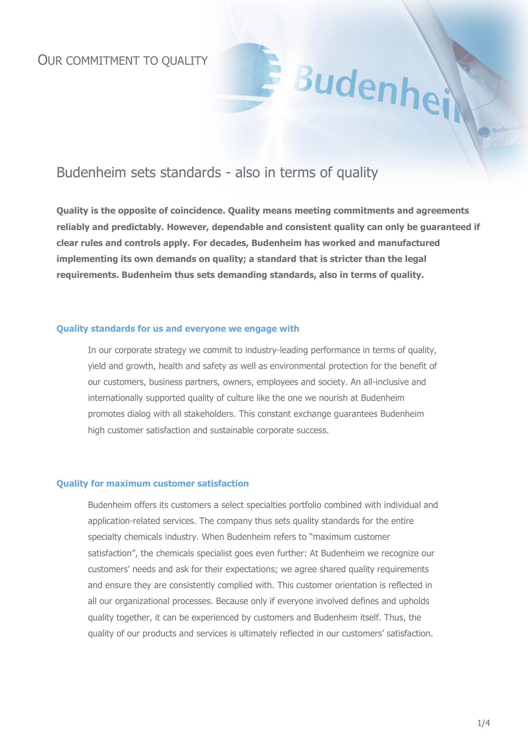# OUR COMMITMENT TO QUALITY

## Budenheim sets standards - also in terms of quality

**Quality is the opposite of coincidence. Quality means meeting commitments and agreements reliably and predictably. However, dependable and consistent quality can only be guaranteed if clear rules and controls apply. For decades, Budenheim has worked and manufactured implementing its own demands on quality; a standard that is stricter than the legal requirements. Budenheim thus sets demanding standards, also in terms of quality.**

### Quality standards for us and everyone we engage with

In our corporate strategy we commit to industry-leading performance in terms of quality, yield and growth, health and safety as well as environmental protection for the benefit of our customers, business partners, owners, employees and society. An all-inclusive and internationally supported quality of culture like the one we nourish at Budenheim promotes dialog with all stakeholders. This constant exchange guarantees Budenheim high customer satisfaction and sustainable corporate success.

### Quality for maximum customer satisfaction

Budenheim offers its customers a select specialties portfolio combined with individual and application-related services. The company thus sets quality standards for the entire specialty chemicals industry. When Budenheim refers to "maximum customer satisfaction", the chemicals specialist goes even further: At Budenheim we recognize our customers' needs and ask for their expectations; we agree shared quality requirements and ensure they are consistently complied with. This customer orientation is reflected in all our organizational processes. Because only if everyone involved defines and upholds quality together, it can be experienced by customers and Budenheim itself. Thus, the quality of our products and services is ultimately reflected in our customers' satisfaction.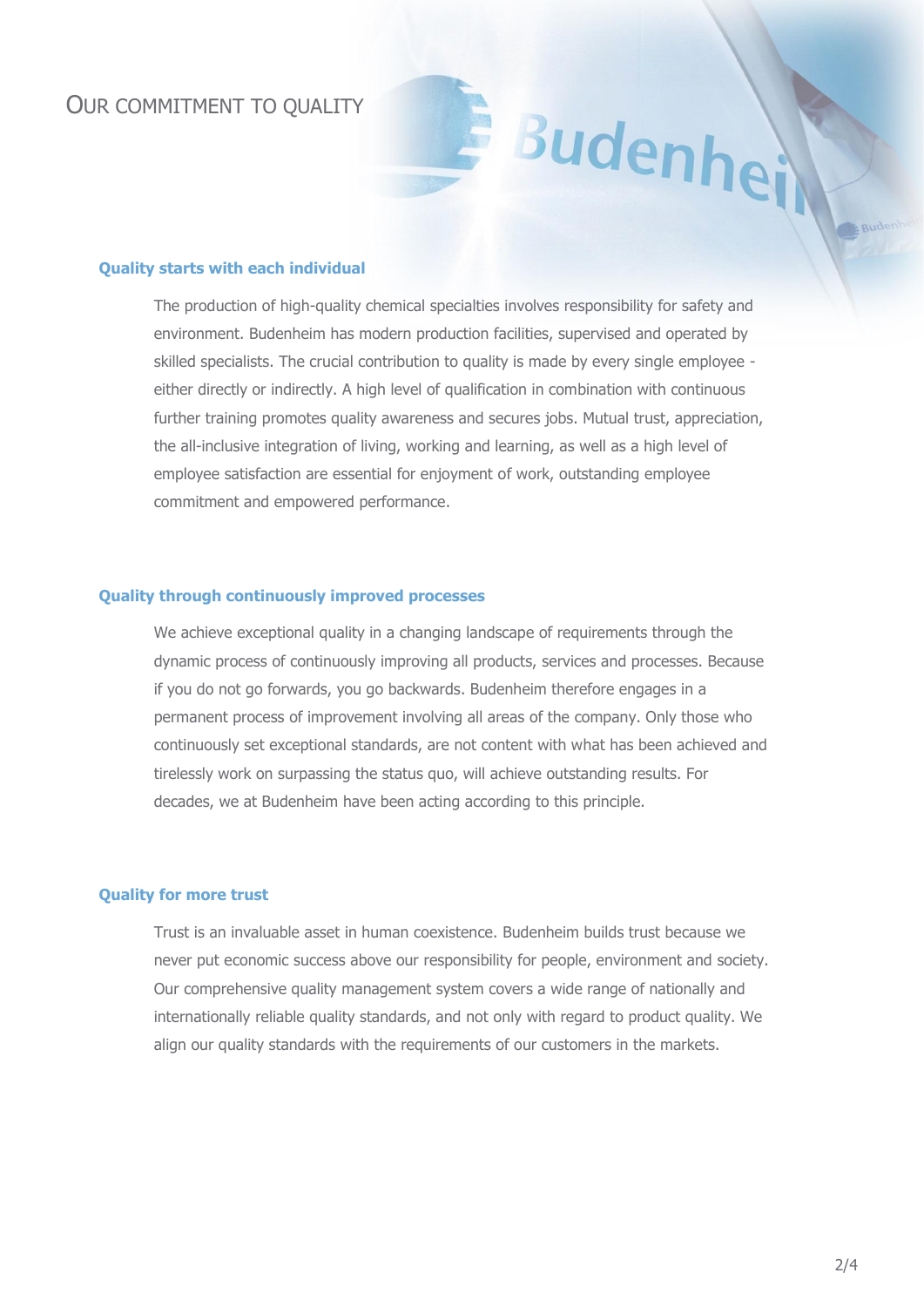# OUR COMMITMENT TO QUALITY

## Quality starts with each individual

The production of high-quality chemical specialties involves responsibility for safety and environment. Budenheim has modern production facilities, supervised and operated by skilled specialists. The crucial contribution to quality is made by every single employee - either directly or indirectly. A high level of qualification in combination with continuous further training promotes quality awareness and secures jobs. Mutual trust, appreciation, the all-inclusive integration of living, working and learning, as well as a high level of employee satisfaction are essential for enjoyment of work, outstanding employee commitment and empowered performance.

## Quality through continuously improved processes

We achieve exceptional quality in a changing landscape of requirements through the dynamic process of continuously improving all products, services and processes. Because if you do not go forwards, you go backwards. Budenheim therefore engages in a permanent process of improvement involving all areas of the company. Only those who continuously set exceptional standards, are not content with what has been achieved and tirelessly work on surpassing the status quo, will achieve outstanding results. For decades, we at Budenheim have been acting according to this principle.

## Quality for more trust

Trust is an invaluable asset in human coexistence. Budenheim builds trust because we never put economic success above our responsibility for people, environment and society. Our comprehensive quality management system covers a wide range of nationally and internationally reliable quality standards, and not only with regard to product quality. We align our quality standards with the requirements of our customers in the markets.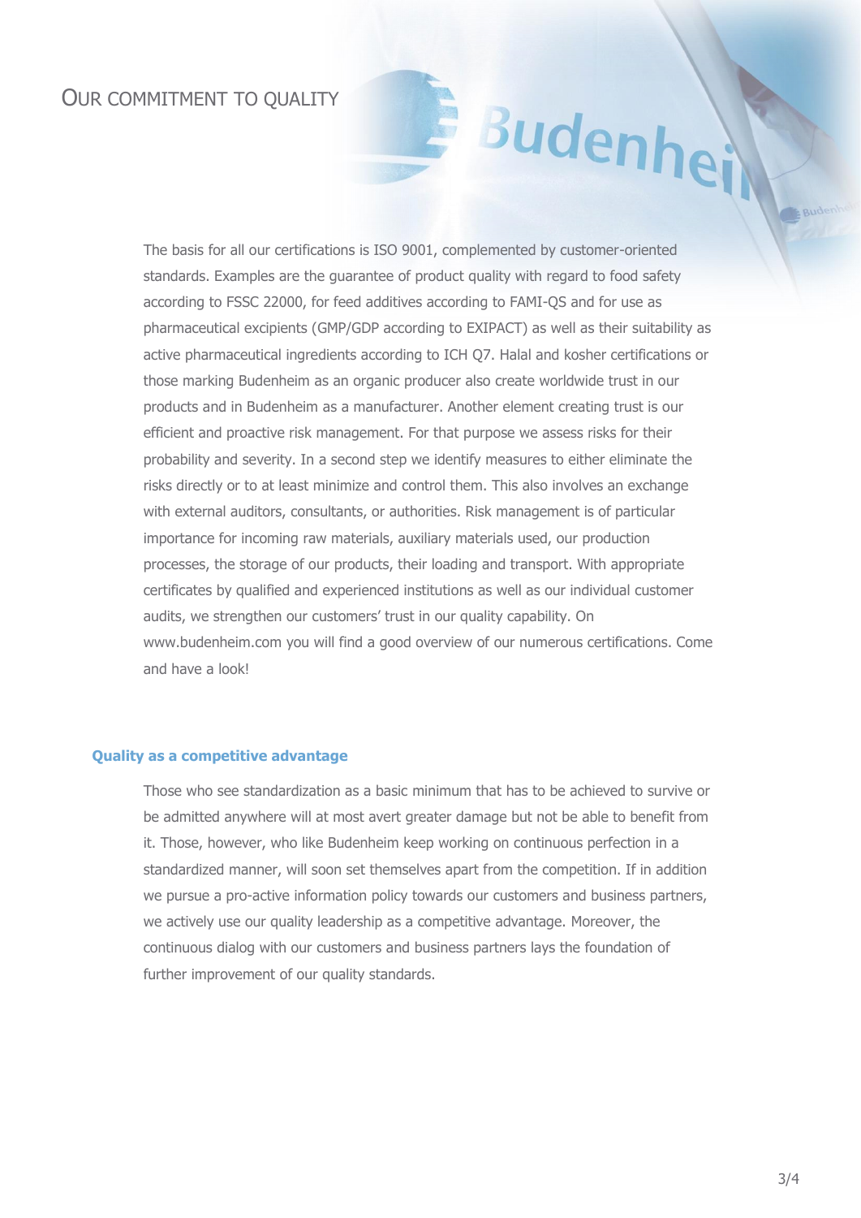# OUR COMMITMENT TO QUALITY

The basis for all our certifications is ISO 9001, complemented by customer-oriented standards. Examples are the guarantee of product quality with regard to food safety according to FSSC 22000, for feed additives according to FAMI-QS and for use as pharmaceutical excipients (GMP/GDP according to EXIPACT) as well as their suitability as active pharmaceutical ingredients according to ICH Q7. Halal and kosher certifications or those marking Budenheim as an organic producer also create worldwide trust in our products and in Budenheim as a manufacturer. Another element creating trust is our efficient and proactive risk management. For that purpose we assess risks for their probability and severity. In a second step we identify measures to either eliminate the risks directly or to at least minimize and control them. This also involves an exchange with external auditors, consultants, or authorities. Risk management is of particular importance for incoming raw materials, auxiliary materials used, our production processes, the storage of our products, their loading and transport. With appropriate certificates by qualified and experienced institutions as well as our individual customer audits, we strengthen our customers' trust in our quality capability. On www.budenheim.com you will find a good overview of our numerous certifications. Come and have a look!

## Quality as a competitive advantage

Those who see standardization as a basic minimum that has to be achieved to survive or be admitted anywhere will at most avert greater damage but not be able to benefit from it. Those, however, who like Budenheim keep working on continuous perfection in a standardized manner, will soon set themselves apart from the competition. If in addition we pursue a pro-active information policy towards our customers and business partners, we actively use our quality leadership as a competitive advantage. Moreover, the continuous dialog with our customers and business partners lays the foundation of further improvement of our quality standards.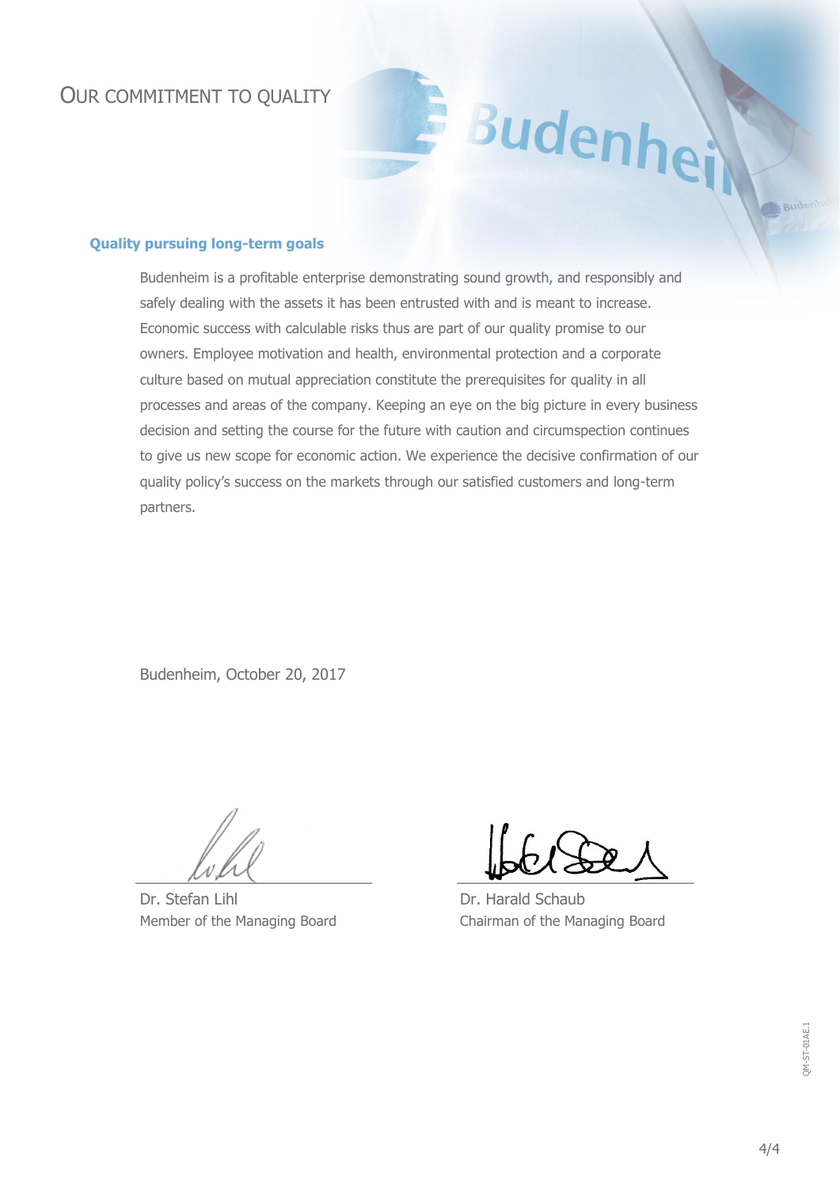# OUR COMMITMENT TO QUALITY

### Quality pursuing long-term goals

Budenheim is a profitable enterprise demonstrating sound growth, and responsibly and safely dealing with the assets it has been entrusted with and is meant to increase. Economic success with calculable risks thus are part of our quality promise to our owners. Employee motivation and health, environmental protection and a corporate culture based on mutual appreciation constitute the prerequisites for quality in all processes and areas of the company. Keeping an eye on the big picture in every business decision and setting the course for the future with caution and circumspection continues to give us new scope for economic action. We experience the decisive confirmation of our quality policy's success on the markets through our satisfied customers and long-term partners.

Budenheim, October 20, 2017

Dr. Stefan Lihl
Member of the Managing Board

Dr. Harald Schaub
Chairman of the Managing Board

QM-ST-01AE.1